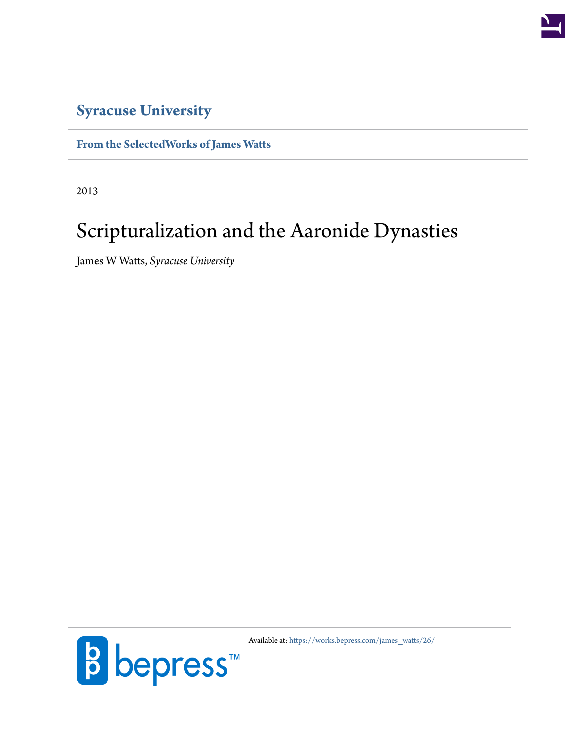**Syracuse University**

**From the SelectedWorks of James Watts**

2013

# Scripturalization and the Aaronide Dynasties

James W Watts, *Syracuse University*

Available at: https://works.bepress.com/james_watts/26/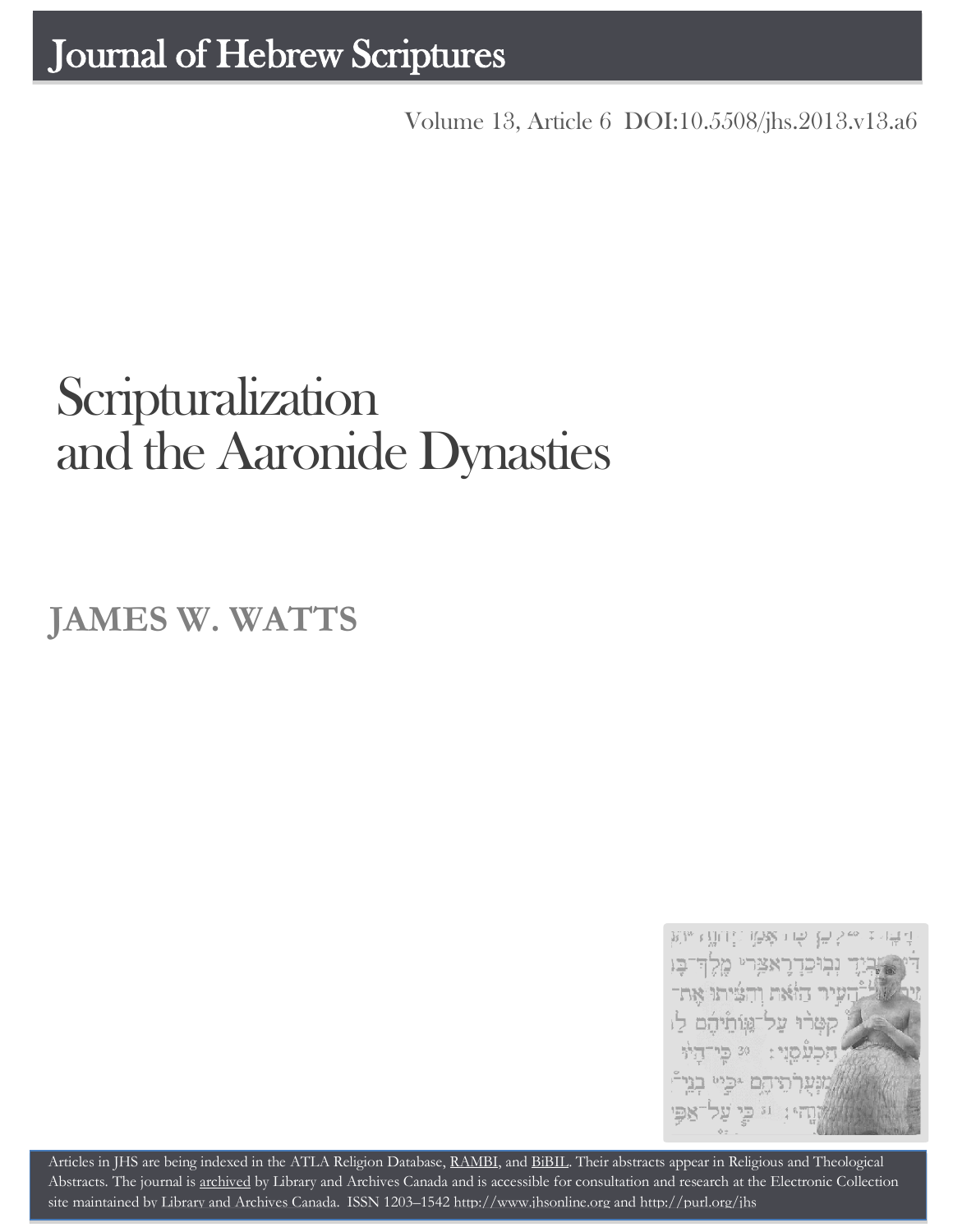# Journal of Hebrew Scriptures

Volume 13, Article 6 DOI:10.5508/jhs.2013.v13.a6

# Scripturalization and the Aaronide Dynasties

## JAMES W. WATTS

Articles in JHS are being indexed in the ATLA Religion Database, RAMBI, and BiBIL. Their abstracts appear in Religious and Theological Abstracts. The journal is archived by Library and Archives Canada and is accessible for consultation and research at the Electronic Collection site maintained by Library and Archives Canada. ISSN 1203–1542 http://www.jhsonline.org and http://purl.org/jhs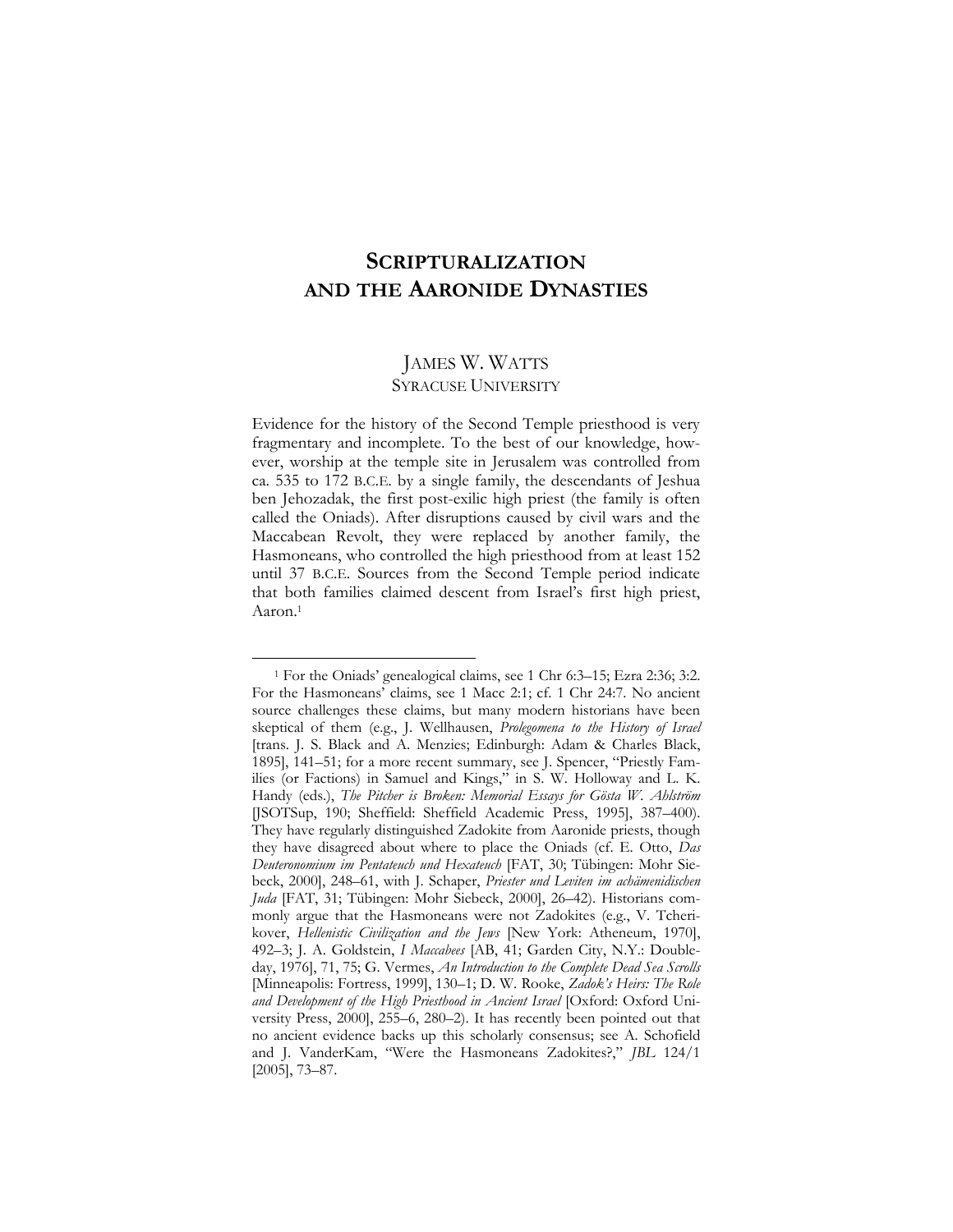# SCRIPTURALIZATION AND THE AARONIDE DYNASTIES

JAMES W. WATTS
SYRACUSE UNIVERSITY

Evidence for the history of the Second Temple priesthood is very fragmentary and incomplete. To the best of our knowledge, however, worship at the temple site in Jerusalem was controlled from ca. 535 to 172 B.C.E. by a single family, the descendants of Jeshua ben Jehozadak, the first post-exilic high priest (the family is often called the Oniads). After disruptions caused by civil wars and the Maccabean Revolt, they were replaced by another family, the Hasmoneans, who controlled the high priesthood from at least 152 until 37 B.C.E. Sources from the Second Temple period indicate that both families claimed descent from Israel's first high priest, Aaron.[1]

[1] For the Oniads' genealogical claims, see 1 Chr 6:3–15; Ezra 2:36; 3:2. For the Hasmoneans' claims, see 1 Macc 2:1; cf. 1 Chr 24:7. No ancient source challenges these claims, but many modern historians have been skeptical of them (e.g., J. Wellhausen, *Prolegomena to the History of Israel* [trans. J. S. Black and A. Menzies; Edinburgh: Adam & Charles Black, 1895], 141–51; for a more recent summary, see J. Spencer, "Priestly Families (or Factions) in Samuel and Kings," in S. W. Holloway and L. K. Handy (eds.), *The Pitcher is Broken: Memorial Essays for Gösta W. Ahlström* [JSOTSup, 190; Sheffield: Sheffield Academic Press, 1995], 387–400). They have regularly distinguished Zadokite from Aaronide priests, though they have disagreed about where to place the Oniads (cf. E. Otto, *Das Deuteronomium im Pentateuch und Hexateuch* [FAT, 30; Tübingen: Mohr Siebeck, 2000], 248–61, with J. Schaper, *Priester und Leviten im achämenidischen Juda* [FAT, 31; Tübingen: Mohr Siebeck, 2000], 26–42). Historians commonly argue that the Hasmoneans were not Zadokites (e.g., V. Tcherikover, *Hellenistic Civilization and the Jews* [New York: Atheneum, 1970], 492–3; J. A. Goldstein, *I Maccabees* [AB, 41; Garden City, N.Y.: Doubleday, 1976], 71, 75; G. Vermes, *An Introduction to the Complete Dead Sea Scrolls* [Minneapolis: Fortress, 1999], 130–1; D. W. Rooke, *Zadok's Heirs: The Role and Development of the High Priesthood in Ancient Israel* [Oxford: Oxford University Press, 2000], 255–6, 280–2). It has recently been pointed out that no ancient evidence backs up this scholarly consensus; see A. Schofield and J. VanderKam, "Were the Hasmoneans Zadokites?," *JBL* 124/1 [2005], 73–87.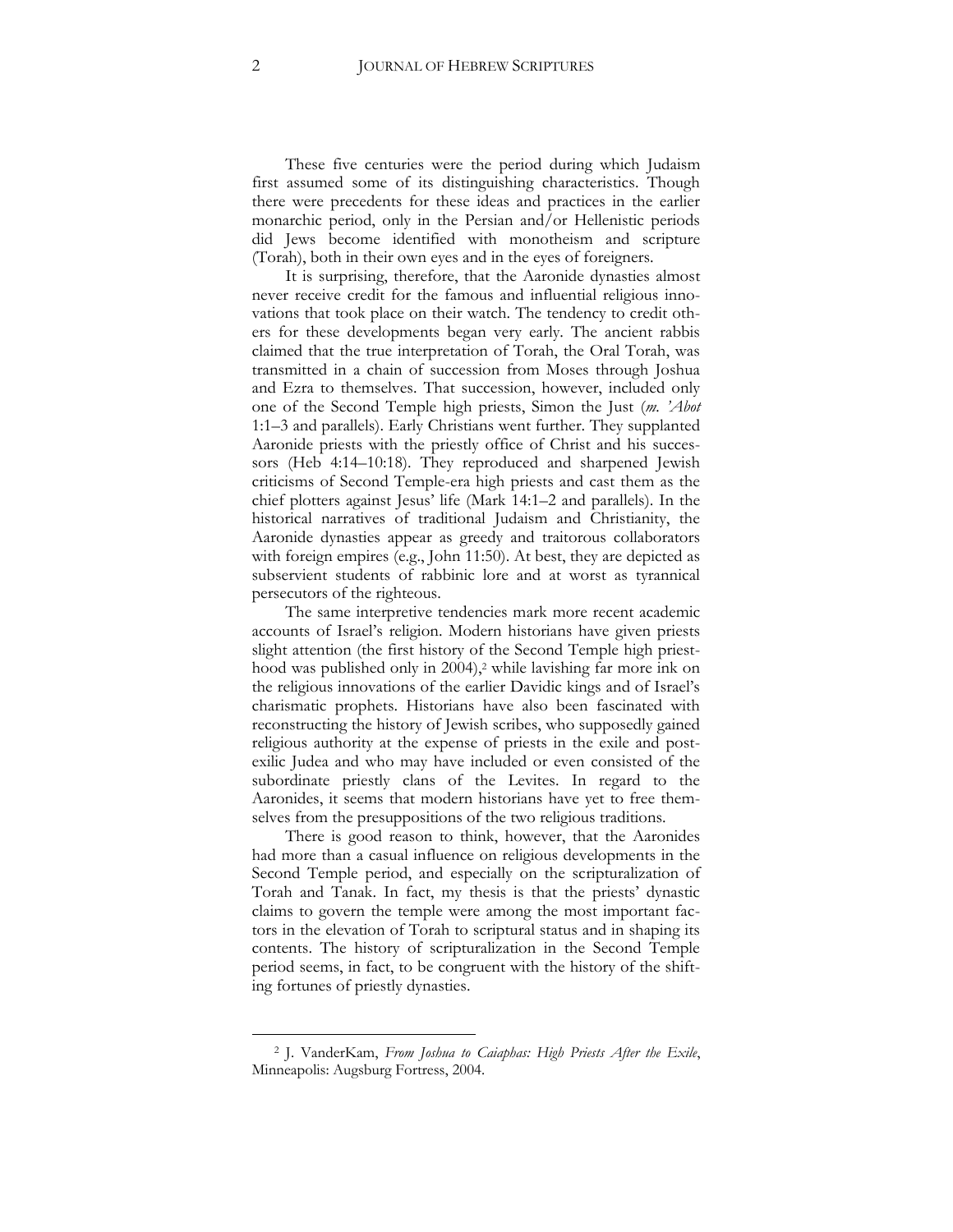These five centuries were the period during which Judaism first assumed some of its distinguishing characteristics. Though there were precedents for these ideas and practices in the earlier monarchic period, only in the Persian and/or Hellenistic periods did Jews become identified with monotheism and scripture (Torah), both in their own eyes and in the eyes of foreigners.

It is surprising, therefore, that the Aaronide dynasties almost never receive credit for the famous and influential religious innovations that took place on their watch. The tendency to credit others for these developments began very early. The ancient rabbis claimed that the true interpretation of Torah, the Oral Torah, was transmitted in a chain of succession from Moses through Joshua and Ezra to themselves. That succession, however, included only one of the Second Temple high priests, Simon the Just (*m. 'Abot* 1:1–3 and parallels). Early Christians went further. They supplanted Aaronide priests with the priestly office of Christ and his successors (Heb 4:14–10:18). They reproduced and sharpened Jewish criticisms of Second Temple-era high priests and cast them as the chief plotters against Jesus' life (Mark 14:1–2 and parallels). In the historical narratives of traditional Judaism and Christianity, the Aaronide dynasties appear as greedy and traitorous collaborators with foreign empires (e.g., John 11:50). At best, they are depicted as subservient students of rabbinic lore and at worst as tyrannical persecutors of the righteous.

The same interpretive tendencies mark more recent academic accounts of Israel's religion. Modern historians have given priests slight attention (the first history of the Second Temple high priesthood was published only in 2004),[2] while lavishing far more ink on the religious innovations of the earlier Davidic kings and of Israel's charismatic prophets. Historians have also been fascinated with reconstructing the history of Jewish scribes, who supposedly gained religious authority at the expense of priests in the exile and postexilic Judea and who may have included or even consisted of the subordinate priestly clans of the Levites. In regard to the Aaronides, it seems that modern historians have yet to free themselves from the presuppositions of the two religious traditions.

There is good reason to think, however, that the Aaronides had more than a casual influence on religious developments in the Second Temple period, and especially on the scripturalization of Torah and Tanak. In fact, my thesis is that the priests' dynastic claims to govern the temple were among the most important factors in the elevation of Torah to scriptural status and in shaping its contents. The history of scripturalization in the Second Temple period seems, in fact, to be congruent with the history of the shifting fortunes of priestly dynasties.

[2] J. VanderKam, *From Joshua to Caiaphas: High Priests After the Exile*, Minneapolis: Augsburg Fortress, 2004.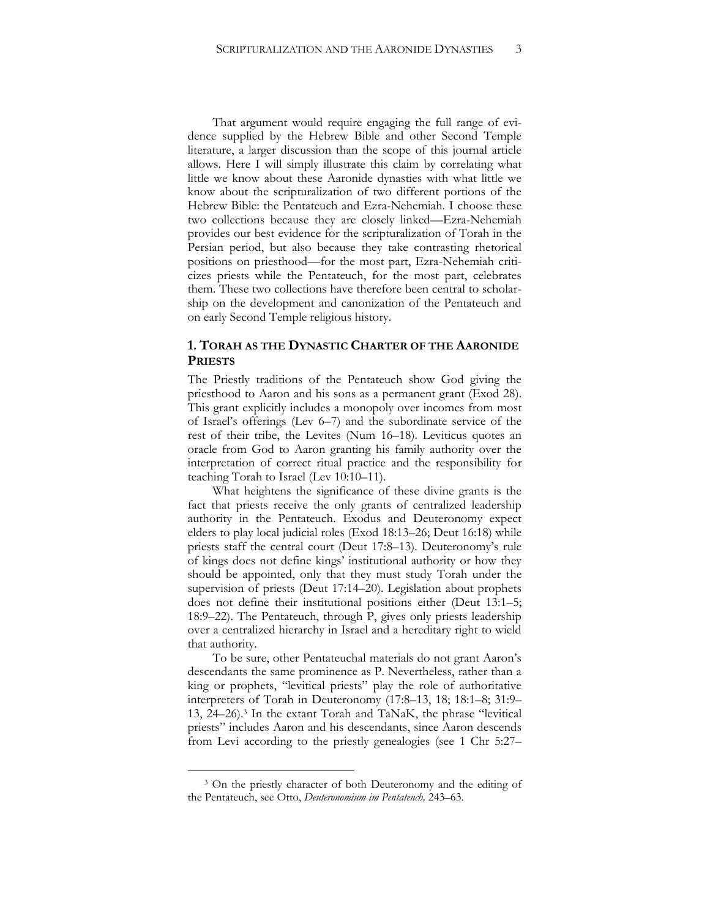That argument would require engaging the full range of evidence supplied by the Hebrew Bible and other Second Temple literature, a larger discussion than the scope of this journal article allows. Here I will simply illustrate this claim by correlating what little we know about these Aaronide dynasties with what little we know about the scripturalization of two different portions of the Hebrew Bible: the Pentateuch and Ezra-Nehemiah. I choose these two collections because they are closely linked—Ezra-Nehemiah provides our best evidence for the scripturalization of Torah in the Persian period, but also because they take contrasting rhetorical positions on priesthood—for the most part, Ezra-Nehemiah criticizes priests while the Pentateuch, for the most part, celebrates them. These two collections have therefore been central to scholarship on the development and canonization of the Pentateuch and on early Second Temple religious history.

## 1. Torah as the Dynastic Charter of the Aaronide Priests

The Priestly traditions of the Pentateuch show God giving the priesthood to Aaron and his sons as a permanent grant (Exod 28). This grant explicitly includes a monopoly over incomes from most of Israel's offerings (Lev 6–7) and the subordinate service of the rest of their tribe, the Levites (Num 16–18). Leviticus quotes an oracle from God to Aaron granting his family authority over the interpretation of correct ritual practice and the responsibility for teaching Torah to Israel (Lev 10:10–11).

What heightens the significance of these divine grants is the fact that priests receive the only grants of centralized leadership authority in the Pentateuch. Exodus and Deuteronomy expect elders to play local judicial roles (Exod 18:13–26; Deut 16:18) while priests staff the central court (Deut 17:8–13). Deuteronomy's rule of kings does not define kings' institutional authority or how they should be appointed, only that they must study Torah under the supervision of priests (Deut 17:14–20). Legislation about prophets does not define their institutional positions either (Deut 13:1–5; 18:9–22). The Pentateuch, through P, gives only priests leadership over a centralized hierarchy in Israel and a hereditary right to wield that authority.

To be sure, other Pentateuchal materials do not grant Aaron's descendants the same prominence as P. Nevertheless, rather than a king or prophets, "levitical priests" play the role of authoritative interpreters of Torah in Deuteronomy (17:8–13, 18; 18:1–8; 31:9–13, 24–26).[3] In the extant Torah and TaNaK, the phrase "levitical priests" includes Aaron and his descendants, since Aaron descends from Levi according to the priestly genealogies (see 1 Chr 5:27–

[3] On the priestly character of both Deuteronomy and the editing of the Pentateuch, see Otto, *Deuteronomium im Pentateuch,* 243–63.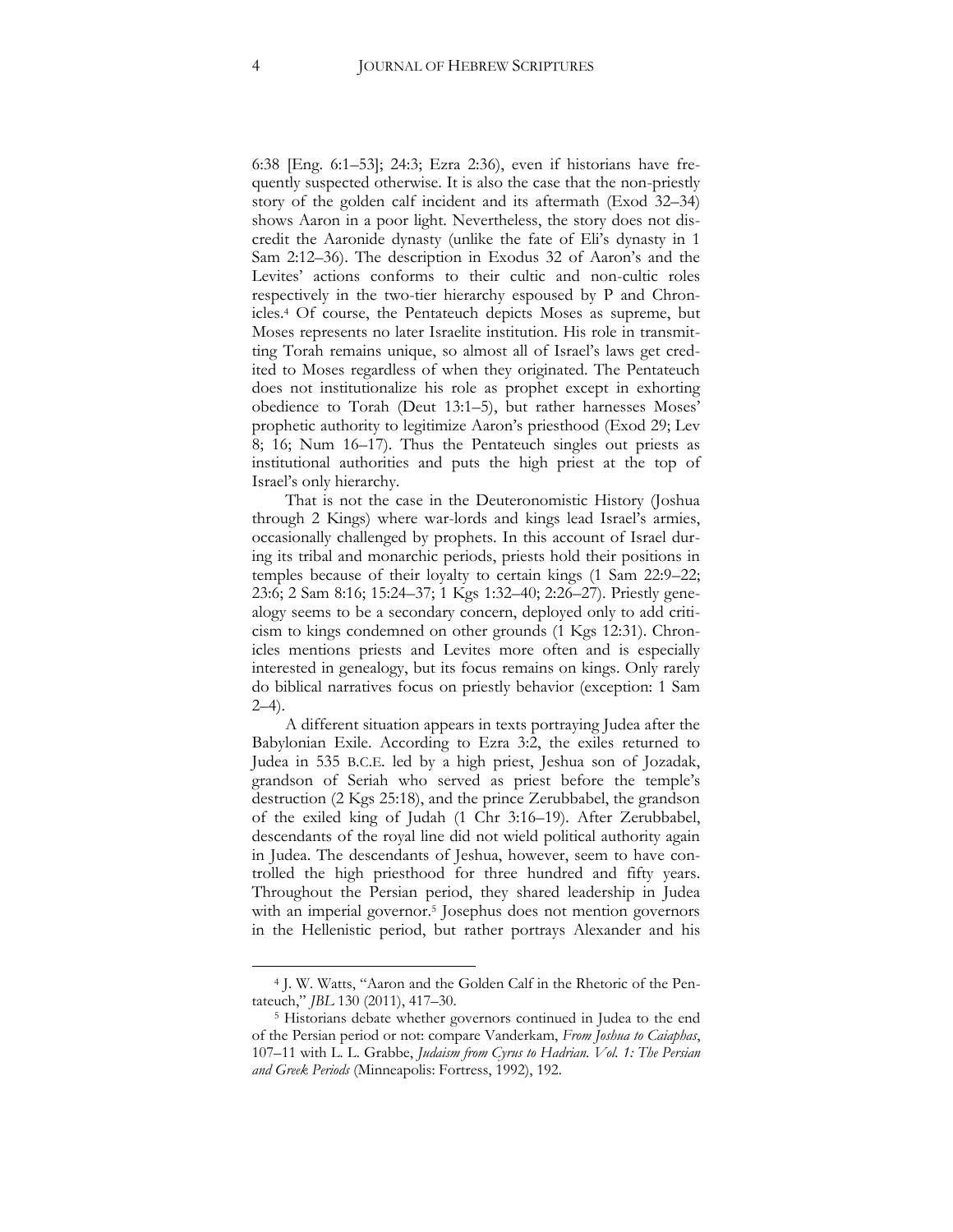6:38 [Eng. 6:1–53]; 24:3; Ezra 2:36), even if historians have frequently suspected otherwise. It is also the case that the non-priestly story of the golden calf incident and its aftermath (Exod 32–34) shows Aaron in a poor light. Nevertheless, the story does not discredit the Aaronide dynasty (unlike the fate of Eli's dynasty in 1 Sam 2:12–36). The description in Exodus 32 of Aaron's and the Levites' actions conforms to their cultic and non-cultic roles respectively in the two-tier hierarchy espoused by P and Chronicles.[4] Of course, the Pentateuch depicts Moses as supreme, but Moses represents no later Israelite institution. His role in transmitting Torah remains unique, so almost all of Israel's laws get credited to Moses regardless of when they originated. The Pentateuch does not institutionalize his role as prophet except in exhorting obedience to Torah (Deut 13:1–5), but rather harnesses Moses' prophetic authority to legitimize Aaron's priesthood (Exod 29; Lev 8; 16; Num 16–17). Thus the Pentateuch singles out priests as institutional authorities and puts the high priest at the top of Israel's only hierarchy.

That is not the case in the Deuteronomistic History (Joshua through 2 Kings) where war-lords and kings lead Israel's armies, occasionally challenged by prophets. In this account of Israel during its tribal and monarchic periods, priests hold their positions in temples because of their loyalty to certain kings (1 Sam 22:9–22; 23:6; 2 Sam 8:16; 15:24–37; 1 Kgs 1:32–40; 2:26–27). Priestly genealogy seems to be a secondary concern, deployed only to add criticism to kings condemned on other grounds (1 Kgs 12:31). Chronicles mentions priests and Levites more often and is especially interested in genealogy, but its focus remains on kings. Only rarely do biblical narratives focus on priestly behavior (exception: 1 Sam 2–4).

A different situation appears in texts portraying Judea after the Babylonian Exile. According to Ezra 3:2, the exiles returned to Judea in 535 B.C.E. led by a high priest, Jeshua son of Jozadak, grandson of Seriah who served as priest before the temple's destruction (2 Kgs 25:18), and the prince Zerubbabel, the grandson of the exiled king of Judah (1 Chr 3:16–19). After Zerubbabel, descendants of the royal line did not wield political authority again in Judea. The descendants of Jeshua, however, seem to have controlled the high priesthood for three hundred and fifty years. Throughout the Persian period, they shared leadership in Judea with an imperial governor.[5] Josephus does not mention governors in the Hellenistic period, but rather portrays Alexander and his

---

[4] J. W. Watts, "Aaron and the Golden Calf in the Rhetoric of the Pentateuch," *JBL* 130 (2011), 417–30.

[5] Historians debate whether governors continued in Judea to the end of the Persian period or not: compare Vanderkam, *From Joshua to Caiaphas*, 107–11 with L. L. Grabbe, *Judaism from Cyrus to Hadrian. Vol. 1: The Persian and Greek Periods* (Minneapolis: Fortress, 1992), 192.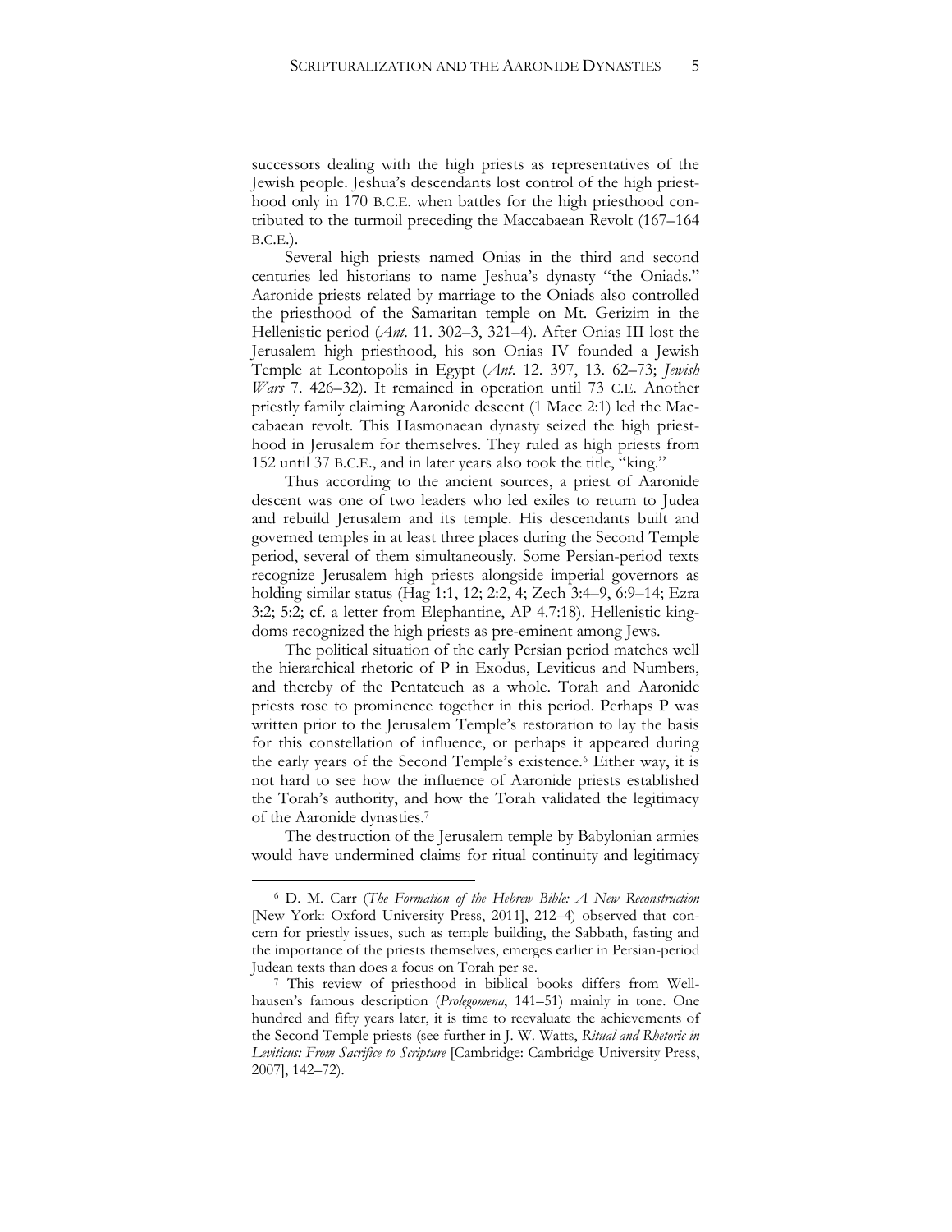successors dealing with the high priests as representatives of the Jewish people. Jeshua's descendants lost control of the high priesthood only in 170 B.C.E. when battles for the high priesthood contributed to the turmoil preceding the Maccabaean Revolt (167–164 B.C.E.).

Several high priests named Onias in the third and second centuries led historians to name Jeshua's dynasty "the Oniads." Aaronide priests related by marriage to the Oniads also controlled the priesthood of the Samaritan temple on Mt. Gerizim in the Hellenistic period (*Ant.* 11. 302–3, 321–4). After Onias III lost the Jerusalem high priesthood, his son Onias IV founded a Jewish Temple at Leontopolis in Egypt (*Ant.* 12. 397, 13. 62–73; *Jewish Wars* 7. 426–32). It remained in operation until 73 C.E. Another priestly family claiming Aaronide descent (1 Macc 2:1) led the Maccabaean revolt. This Hasmonaean dynasty seized the high priesthood in Jerusalem for themselves. They ruled as high priests from 152 until 37 B.C.E., and in later years also took the title, "king."

Thus according to the ancient sources, a priest of Aaronide descent was one of two leaders who led exiles to return to Judea and rebuild Jerusalem and its temple. His descendants built and governed temples in at least three places during the Second Temple period, several of them simultaneously. Some Persian-period texts recognize Jerusalem high priests alongside imperial governors as holding similar status (Hag 1:1, 12; 2:2, 4; Zech 3:4–9, 6:9–14; Ezra 3:2; 5:2; cf. a letter from Elephantine, AP 4.7:18). Hellenistic kingdoms recognized the high priests as pre-eminent among Jews.

The political situation of the early Persian period matches well the hierarchical rhetoric of P in Exodus, Leviticus and Numbers, and thereby of the Pentateuch as a whole. Torah and Aaronide priests rose to prominence together in this period. Perhaps P was written prior to the Jerusalem Temple's restoration to lay the basis for this constellation of influence, or perhaps it appeared during the early years of the Second Temple's existence.[6] Either way, it is not hard to see how the influence of Aaronide priests established the Torah's authority, and how the Torah validated the legitimacy of the Aaronide dynasties.[7]

The destruction of the Jerusalem temple by Babylonian armies would have undermined claims for ritual continuity and legitimacy

---

[6] D. M. Carr (*The Formation of the Hebrew Bible: A New Reconstruction* [New York: Oxford University Press, 2011], 212–4) observed that concern for priestly issues, such as temple building, the Sabbath, fasting and the importance of the priests themselves, emerges earlier in Persian-period Judean texts than does a focus on Torah per se.

[7] This review of priesthood in biblical books differs from Wellhausen's famous description (*Prolegomena*, 141–51) mainly in tone. One hundred and fifty years later, it is time to reevaluate the achievements of the Second Temple priests (see further in J. W. Watts, *Ritual and Rhetoric in Leviticus: From Sacrifice to Scripture* [Cambridge: Cambridge University Press, 2007], 142–72).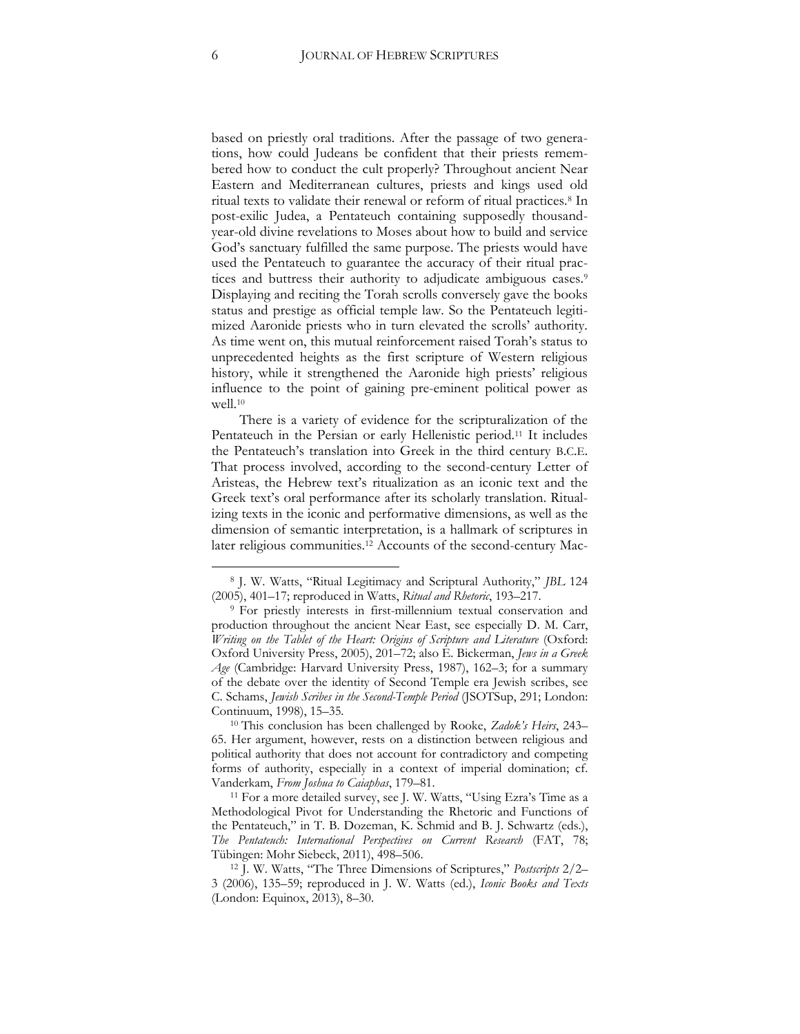based on priestly oral traditions. After the passage of two generations, how could Judeans be confident that their priests remembered how to conduct the cult properly? Throughout ancient Near Eastern and Mediterranean cultures, priests and kings used old ritual texts to validate their renewal or reform of ritual practices.[8] In post-exilic Judea, a Pentateuch containing supposedly thousand-year-old divine revelations to Moses about how to build and service God's sanctuary fulfilled the same purpose. The priests would have used the Pentateuch to guarantee the accuracy of their ritual practices and buttress their authority to adjudicate ambiguous cases.[9] Displaying and reciting the Torah scrolls conversely gave the books status and prestige as official temple law. So the Pentateuch legitimized Aaronide priests who in turn elevated the scrolls' authority. As time went on, this mutual reinforcement raised Torah's status to unprecedented heights as the first scripture of Western religious history, while it strengthened the Aaronide high priests' religious influence to the point of gaining pre-eminent political power as well.[10]

There is a variety of evidence for the scripturalization of the Pentateuch in the Persian or early Hellenistic period.[11] It includes the Pentateuch's translation into Greek in the third century B.C.E. That process involved, according to the second-century Letter of Aristeas, the Hebrew text's ritualization as an iconic text and the Greek text's oral performance after its scholarly translation. Ritualizing texts in the iconic and performative dimensions, as well as the dimension of semantic interpretation, is a hallmark of scriptures in later religious communities.[12] Accounts of the second-century Mac-

---

[8] J. W. Watts, "Ritual Legitimacy and Scriptural Authority," *JBL* 124 (2005), 401–17; reproduced in Watts, *Ritual and Rhetoric*, 193–217.

[9] For priestly interests in first-millennium textual conservation and production throughout the ancient Near East, see especially D. M. Carr, *Writing on the Tablet of the Heart: Origins of Scripture and Literature* (Oxford: Oxford University Press, 2005), 201–72; also E. Bickerman, *Jews in a Greek Age* (Cambridge: Harvard University Press, 1987), 162–3; for a summary of the debate over the identity of Second Temple era Jewish scribes, see C. Schams, *Jewish Scribes in the Second-Temple Period* (JSOTSup, 291; London: Continuum, 1998), 15–35.

[10] This conclusion has been challenged by Rooke, *Zadok's Heirs*, 243–65. Her argument, however, rests on a distinction between religious and political authority that does not account for contradictory and competing forms of authority, especially in a context of imperial domination; cf. Vanderkam, *From Joshua to Caiaphas*, 179–81.

[11] For a more detailed survey, see J. W. Watts, "Using Ezra's Time as a Methodological Pivot for Understanding the Rhetoric and Functions of the Pentateuch," in T. B. Dozeman, K. Schmid and B. J. Schwartz (eds.), *The Pentateuch: International Perspectives on Current Research* (FAT, 78; Tübingen: Mohr Siebeck, 2011), 498–506.

[12] J. W. Watts, "The Three Dimensions of Scriptures," *Postscripts* 2/2–3 (2006), 135–59; reproduced in J. W. Watts (ed.), *Iconic Books and Texts* (London: Equinox, 2013), 8–30.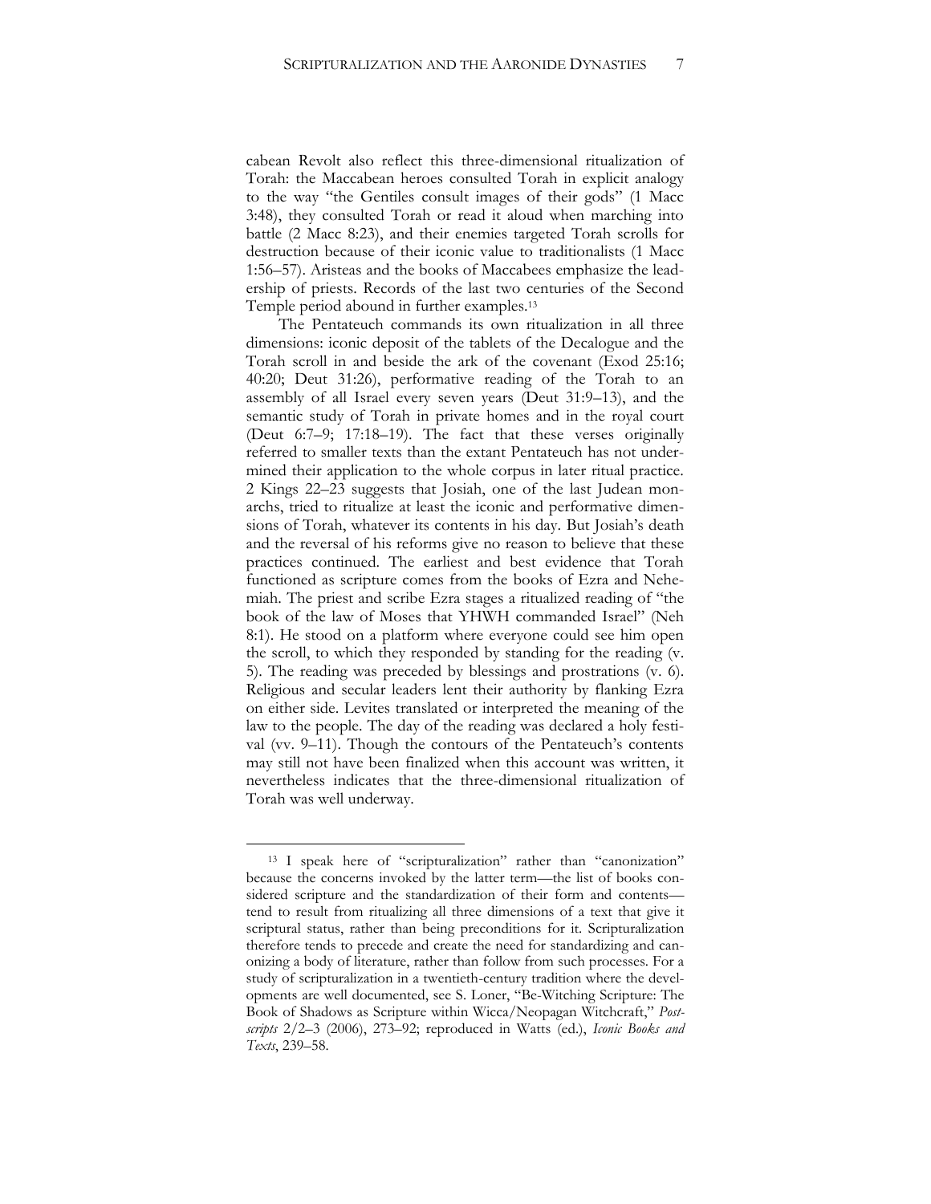cabean Revolt also reflect this three-dimensional ritualization of Torah: the Maccabean heroes consulted Torah in explicit analogy to the way "the Gentiles consult images of their gods" (1 Macc 3:48), they consulted Torah or read it aloud when marching into battle (2 Macc 8:23), and their enemies targeted Torah scrolls for destruction because of their iconic value to traditionalists (1 Macc 1:56–57). Aristeas and the books of Maccabees emphasize the leadership of priests. Records of the last two centuries of the Second Temple period abound in further examples.[13]

The Pentateuch commands its own ritualization in all three dimensions: iconic deposit of the tablets of the Decalogue and the Torah scroll in and beside the ark of the covenant (Exod 25:16; 40:20; Deut 31:26), performative reading of the Torah to an assembly of all Israel every seven years (Deut 31:9–13), and the semantic study of Torah in private homes and in the royal court (Deut 6:7–9; 17:18–19). The fact that these verses originally referred to smaller texts than the extant Pentateuch has not undermined their application to the whole corpus in later ritual practice. 2 Kings 22–23 suggests that Josiah, one of the last Judean monarchs, tried to ritualize at least the iconic and performative dimensions of Torah, whatever its contents in his day. But Josiah's death and the reversal of his reforms give no reason to believe that these practices continued. The earliest and best evidence that Torah functioned as scripture comes from the books of Ezra and Nehemiah. The priest and scribe Ezra stages a ritualized reading of "the book of the law of Moses that YHWH commanded Israel" (Neh 8:1). He stood on a platform where everyone could see him open the scroll, to which they responded by standing for the reading (v. 5). The reading was preceded by blessings and prostrations (v. 6). Religious and secular leaders lent their authority by flanking Ezra on either side. Levites translated or interpreted the meaning of the law to the people. The day of the reading was declared a holy festival (vv. 9–11). Though the contours of the Pentateuch's contents may still not have been finalized when this account was written, it nevertheless indicates that the three-dimensional ritualization of Torah was well underway.

---

[13] I speak here of "scripturalization" rather than "canonization" because the concerns invoked by the latter term—the list of books considered scripture and the standardization of their form and contents—tend to result from ritualizing all three dimensions of a text that give it scriptural status, rather than being preconditions for it. Scripturalization therefore tends to precede and create the need for standardizing and canonizing a body of literature, rather than follow from such processes. For a study of scripturalization in a twentieth-century tradition where the developments are well documented, see S. Loner, "Be-Witching Scripture: The Book of Shadows as Scripture within Wicca/Neopagan Witchcraft," *Postscripts* 2/2–3 (2006), 273–92; reproduced in Watts (ed.), *Iconic Books and Texts*, 239–58.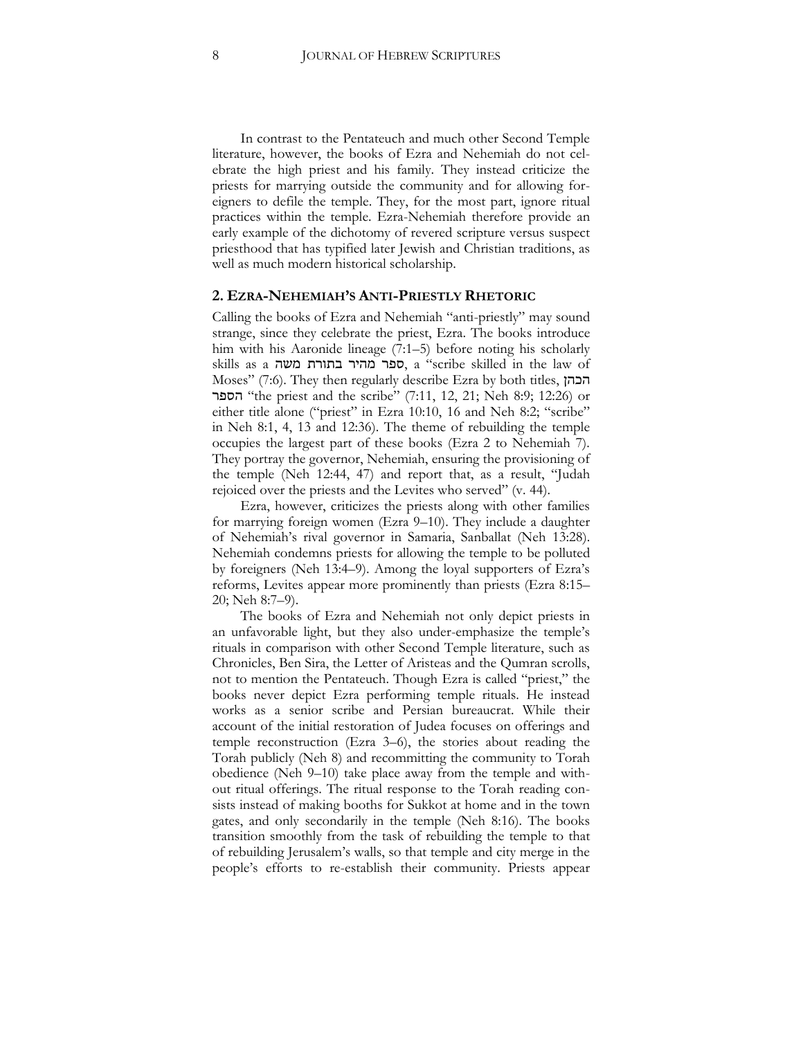In contrast to the Pentateuch and much other Second Temple literature, however, the books of Ezra and Nehemiah do not celebrate the high priest and his family. They instead criticize the priests for marrying outside the community and for allowing foreigners to defile the temple. They, for the most part, ignore ritual practices within the temple. Ezra-Nehemiah therefore provide an early example of the dichotomy of revered scripture versus suspect priesthood that has typified later Jewish and Christian traditions, as well as much modern historical scholarship.

## 2. EZRA-NEHEMIAH'S ANTI-PRIESTLY RHETORIC

Calling the books of Ezra and Nehemiah "anti-priestly" may sound strange, since they celebrate the priest, Ezra. The books introduce him with his Aaronide lineage (7:1–5) before noting his scholarly skills as a ספר מהיר בתורת משה, a "scribe skilled in the law of Moses" (7:6). They then regularly describe Ezra by both titles, הכהן הספר "the priest and the scribe" (7:11, 12, 21; Neh 8:9; 12:26) or either title alone ("priest" in Ezra 10:10, 16 and Neh 8:2; "scribe" in Neh 8:1, 4, 13 and 12:36). The theme of rebuilding the temple occupies the largest part of these books (Ezra 2 to Nehemiah 7). They portray the governor, Nehemiah, ensuring the provisioning of the temple (Neh 12:44, 47) and report that, as a result, "Judah rejoiced over the priests and the Levites who served" (v. 44).

Ezra, however, criticizes the priests along with other families for marrying foreign women (Ezra 9–10). They include a daughter of Nehemiah's rival governor in Samaria, Sanballat (Neh 13:28). Nehemiah condemns priests for allowing the temple to be polluted by foreigners (Neh 13:4–9). Among the loyal supporters of Ezra's reforms, Levites appear more prominently than priests (Ezra 8:15–20; Neh 8:7–9).

The books of Ezra and Nehemiah not only depict priests in an unfavorable light, but they also under-emphasize the temple's rituals in comparison with other Second Temple literature, such as Chronicles, Ben Sira, the Letter of Aristeas and the Qumran scrolls, not to mention the Pentateuch. Though Ezra is called "priest," the books never depict Ezra performing temple rituals. He instead works as a senior scribe and Persian bureaucrat. While their account of the initial restoration of Judea focuses on offerings and temple reconstruction (Ezra 3–6), the stories about reading the Torah publicly (Neh 8) and recommitting the community to Torah obedience (Neh 9–10) take place away from the temple and without ritual offerings. The ritual response to the Torah reading consists instead of making booths for Sukkot at home and in the town gates, and only secondarily in the temple (Neh 8:16). The books transition smoothly from the task of rebuilding the temple to that of rebuilding Jerusalem's walls, so that temple and city merge in the people's efforts to re-establish their community. Priests appear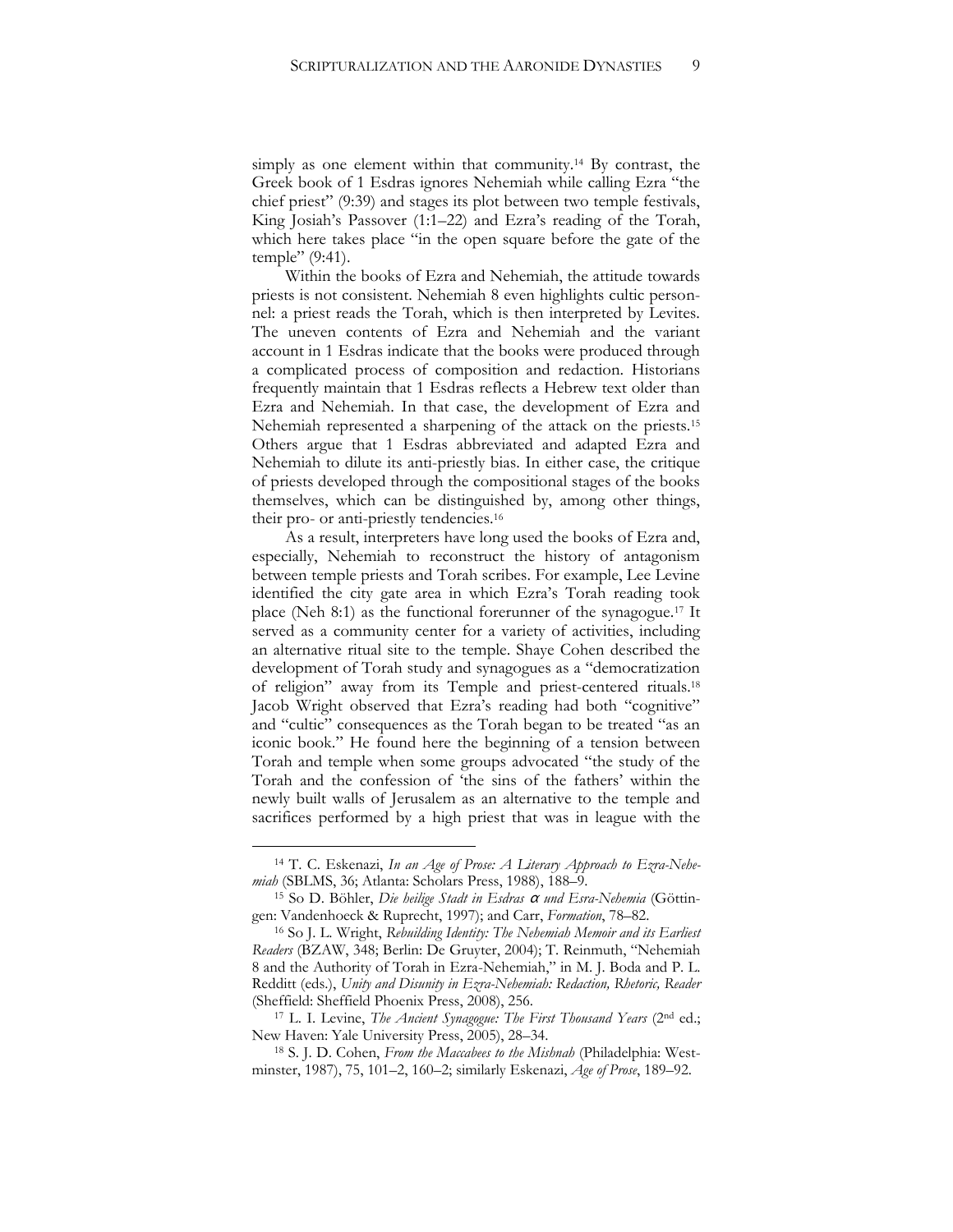simply as one element within that community.[14] By contrast, the Greek book of 1 Esdras ignores Nehemiah while calling Ezra "the chief priest" (9:39) and stages its plot between two temple festivals, King Josiah's Passover (1:1–22) and Ezra's reading of the Torah, which here takes place "in the open square before the gate of the temple" (9:41).

Within the books of Ezra and Nehemiah, the attitude towards priests is not consistent. Nehemiah 8 even highlights cultic personnel: a priest reads the Torah, which is then interpreted by Levites. The uneven contents of Ezra and Nehemiah and the variant account in 1 Esdras indicate that the books were produced through a complicated process of composition and redaction. Historians frequently maintain that 1 Esdras reflects a Hebrew text older than Ezra and Nehemiah. In that case, the development of Ezra and Nehemiah represented a sharpening of the attack on the priests.[15] Others argue that 1 Esdras abbreviated and adapted Ezra and Nehemiah to dilute its anti-priestly bias. In either case, the critique of priests developed through the compositional stages of the books themselves, which can be distinguished by, among other things, their pro- or anti-priestly tendencies.[16]

As a result, interpreters have long used the books of Ezra and, especially, Nehemiah to reconstruct the history of antagonism between temple priests and Torah scribes. For example, Lee Levine identified the city gate area in which Ezra's Torah reading took place (Neh 8:1) as the functional forerunner of the synagogue.[17] It served as a community center for a variety of activities, including an alternative ritual site to the temple. Shaye Cohen described the development of Torah study and synagogues as a "democratization of religion" away from its Temple and priest-centered rituals.[18] Jacob Wright observed that Ezra's reading had both "cognitive" and "cultic" consequences as the Torah began to be treated "as an iconic book." He found here the beginning of a tension between Torah and temple when some groups advocated "the study of the Torah and the confession of 'the sins of the fathers' within the newly built walls of Jerusalem as an alternative to the temple and sacrifices performed by a high priest that was in league with the

---

[14] T. C. Eskenazi, *In an Age of Prose: A Literary Approach to Ezra-Nehemiah* (SBLMS, 36; Atlanta: Scholars Press, 1988), 188–9.

[15] So D. Böhler, *Die heilige Stadt in Esdras* α *und Esra-Nehemia* (Göttingen: Vandenhoeck & Ruprecht, 1997); and Carr, *Formation*, 78–82.

[16] So J. L. Wright, *Rebuilding Identity: The Nehemiah Memoir and its Earliest Readers* (BZAW, 348; Berlin: De Gruyter, 2004); T. Reinmuth, "Nehemiah 8 and the Authority of Torah in Ezra-Nehemiah," in M. J. Boda and P. L. Redditt (eds.), *Unity and Disunity in Ezra-Nehemiah: Redaction, Rhetoric, Reader* (Sheffield: Sheffield Phoenix Press, 2008), 256.

[17] L. I. Levine, *The Ancient Synagogue: The First Thousand Years* (2nd ed.; New Haven: Yale University Press, 2005), 28–34.

[18] S. J. D. Cohen, *From the Maccabees to the Mishnah* (Philadelphia: Westminster, 1987), 75, 101–2, 160–2; similarly Eskenazi, *Age of Prose*, 189–92.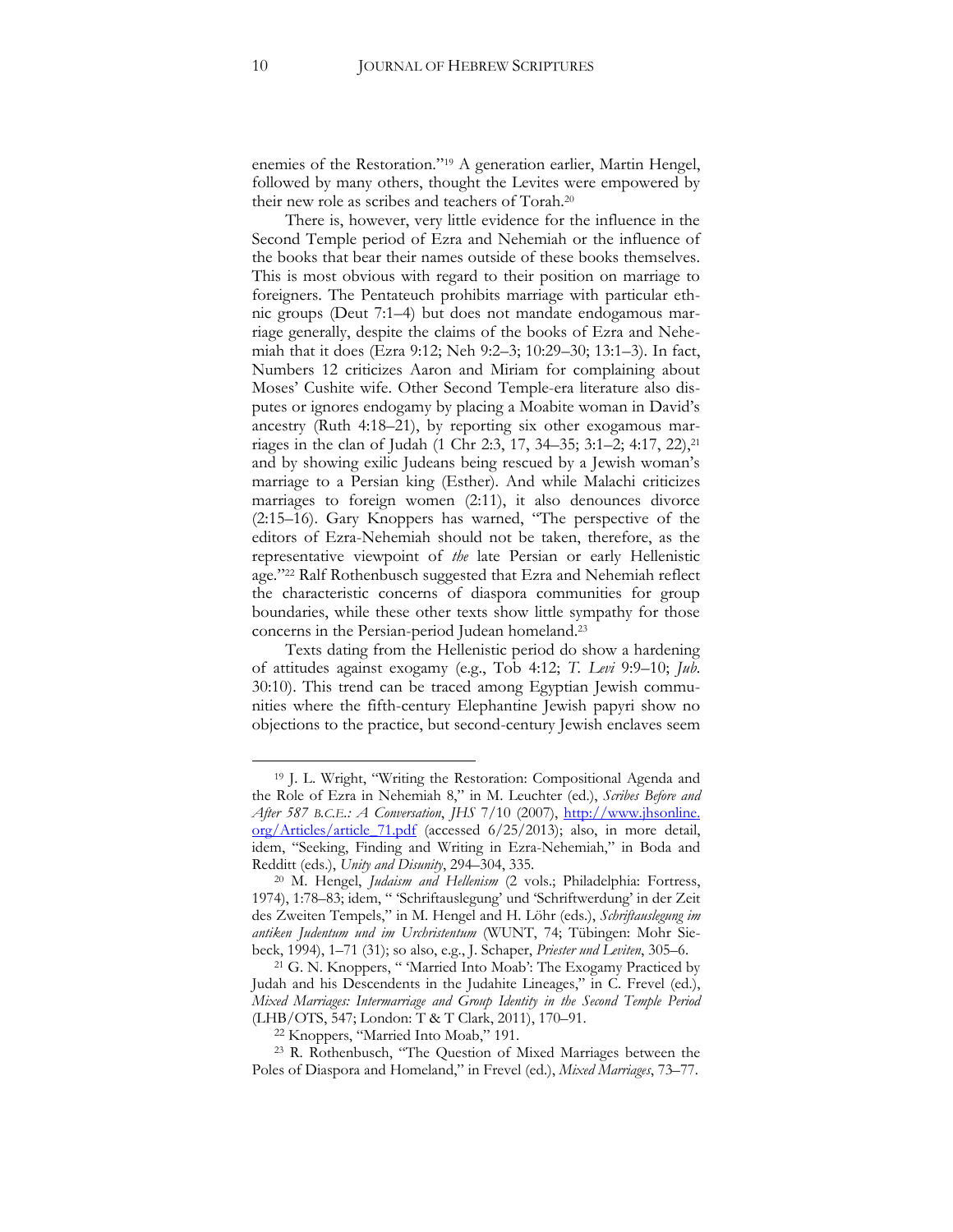enemies of the Restoration."[19] A generation earlier, Martin Hengel, followed by many others, thought the Levites were empowered by their new role as scribes and teachers of Torah.[20]

There is, however, very little evidence for the influence in the Second Temple period of Ezra and Nehemiah or the influence of the books that bear their names outside of these books themselves. This is most obvious with regard to their position on marriage to foreigners. The Pentateuch prohibits marriage with particular ethnic groups (Deut 7:1–4) but does not mandate endogamous marriage generally, despite the claims of the books of Ezra and Nehemiah that it does (Ezra 9:12; Neh 9:2–3; 10:29–30; 13:1–3). In fact, Numbers 12 criticizes Aaron and Miriam for complaining about Moses' Cushite wife. Other Second Temple-era literature also disputes or ignores endogamy by placing a Moabite woman in David's ancestry (Ruth 4:18–21), by reporting six other exogamous marriages in the clan of Judah (1 Chr 2:3, 17, 34–35; 3:1–2; 4:17, 22),[21] and by showing exilic Judeans being rescued by a Jewish woman's marriage to a Persian king (Esther). And while Malachi criticizes marriages to foreign women (2:11), it also denounces divorce (2:15–16). Gary Knoppers has warned, "The perspective of the editors of Ezra-Nehemiah should not be taken, therefore, as the representative viewpoint of *the* late Persian or early Hellenistic age."[22] Ralf Rothenbusch suggested that Ezra and Nehemiah reflect the characteristic concerns of diaspora communities for group boundaries, while these other texts show little sympathy for those concerns in the Persian-period Judean homeland.[23]

Texts dating from the Hellenistic period do show a hardening of attitudes against exogamy (e.g., Tob 4:12; *T. Levi* 9:9–10; *Jub.* 30:10). This trend can be traced among Egyptian Jewish communities where the fifth-century Elephantine Jewish papyri show no objections to the practice, but second-century Jewish enclaves seem

---

[19] J. L. Wright, "Writing the Restoration: Compositional Agenda and the Role of Ezra in Nehemiah 8," in M. Leuchter (ed.), *Scribes Before and After 587 B.C.E.: A Conversation*, *JHS* 7/10 (2007), http://www.jhsonline.org/Articles/article_71.pdf (accessed 6/25/2013); also, in more detail, idem, "Seeking, Finding and Writing in Ezra-Nehemiah," in Boda and Redditt (eds.), *Unity and Disunity*, 294–304, 335.

[20] M. Hengel, *Judaism and Hellenism* (2 vols.; Philadelphia: Fortress, 1974), 1:78–83; idem, " 'Schriftauslegung' und 'Schriftwerdung' in der Zeit des Zweiten Tempels," in M. Hengel and H. Löhr (eds.), *Schriftauslegung im antiken Judentum und im Urchristentum* (WUNT, 74; Tübingen: Mohr Siebeck, 1994), 1–71 (31); so also, e.g., J. Schaper, *Priester und Leviten*, 305–6.

[21] G. N. Knoppers, " 'Married Into Moab': The Exogamy Practiced by Judah and his Descendents in the Judahite Lineages," in C. Frevel (ed.), *Mixed Marriages: Intermarriage and Group Identity in the Second Temple Period* (LHB/OTS, 547; London: T & T Clark, 2011), 170–91.

[22] Knoppers, "Married Into Moab," 191.

[23] R. Rothenbusch, "The Question of Mixed Marriages between the Poles of Diaspora and Homeland," in Frevel (ed.), *Mixed Marriages*, 73–77.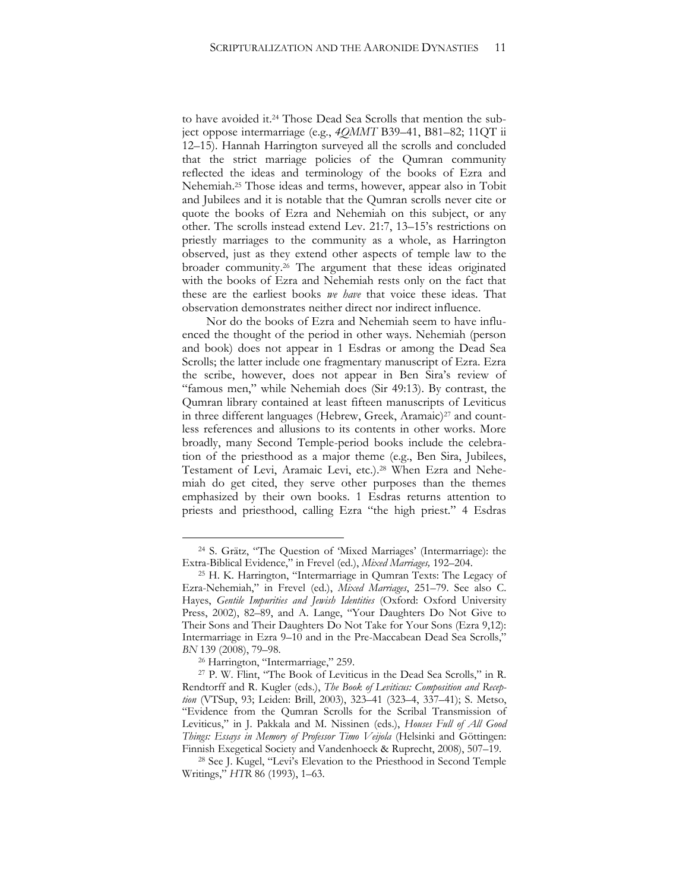to have avoided it.[24] Those Dead Sea Scrolls that mention the subject oppose intermarriage (e.g., *4QMMT* B39–41, B81–82; 11QT ii 12–15). Hannah Harrington surveyed all the scrolls and concluded that the strict marriage policies of the Qumran community reflected the ideas and terminology of the books of Ezra and Nehemiah.[25] Those ideas and terms, however, appear also in Tobit and Jubilees and it is notable that the Qumran scrolls never cite or quote the books of Ezra and Nehemiah on this subject, or any other. The scrolls instead extend Lev. 21:7, 13–15's restrictions on priestly marriages to the community as a whole, as Harrington observed, just as they extend other aspects of temple law to the broader community.[26] The argument that these ideas originated with the books of Ezra and Nehemiah rests only on the fact that these are the earliest books *we have* that voice these ideas. That observation demonstrates neither direct nor indirect influence.

Nor do the books of Ezra and Nehemiah seem to have influenced the thought of the period in other ways. Nehemiah (person and book) does not appear in 1 Esdras or among the Dead Sea Scrolls; the latter include one fragmentary manuscript of Ezra. Ezra the scribe, however, does not appear in Ben Sira's review of "famous men," while Nehemiah does (Sir 49:13). By contrast, the Qumran library contained at least fifteen manuscripts of Leviticus in three different languages (Hebrew, Greek, Aramaic)[27] and countless references and allusions to its contents in other works. More broadly, many Second Temple-period books include the celebration of the priesthood as a major theme (e.g., Ben Sira, Jubilees, Testament of Levi, Aramaic Levi, etc.).[28] When Ezra and Nehemiah do get cited, they serve other purposes than the themes emphasized by their own books. 1 Esdras returns attention to priests and priesthood, calling Ezra "the high priest." 4 Esdras

---

[24] S. Grätz, "The Question of 'Mixed Marriages' (Intermarriage): the Extra-Biblical Evidence," in Frevel (ed.), *Mixed Marriages,* 192–204.

[25] H. K. Harrington, "Intermarriage in Qumran Texts: The Legacy of Ezra-Nehemiah," in Frevel (ed.), *Mixed Marriages*, 251–79. See also C. Hayes, *Gentile Impurities and Jewish Identities* (Oxford: Oxford University Press, 2002), 82–89, and A. Lange, "Your Daughters Do Not Give to Their Sons and Their Daughters Do Not Take for Your Sons (Ezra 9,12): Intermarriage in Ezra 9–10 and in the Pre-Maccabean Dead Sea Scrolls," *BN* 139 (2008), 79–98.

[26] Harrington, "Intermarriage," 259.

[27] P. W. Flint, "The Book of Leviticus in the Dead Sea Scrolls," in R. Rendtorff and R. Kugler (eds.), *The Book of Leviticus: Composition and Reception* (VTSup, 93; Leiden: Brill, 2003), 323–41 (323–4, 337–41); S. Metso, "Evidence from the Qumran Scrolls for the Scribal Transmission of Leviticus," in J. Pakkala and M. Nissinen (eds.), *Houses Full of All Good Things: Essays in Memory of Professor Timo Veijola* (Helsinki and Göttingen: Finnish Exegetical Society and Vandenhoeck & Ruprecht, 2008), 507–19.

[28] See J. Kugel, "Levi's Elevation to the Priesthood in Second Temple Writings," *HTR* 86 (1993), 1–63.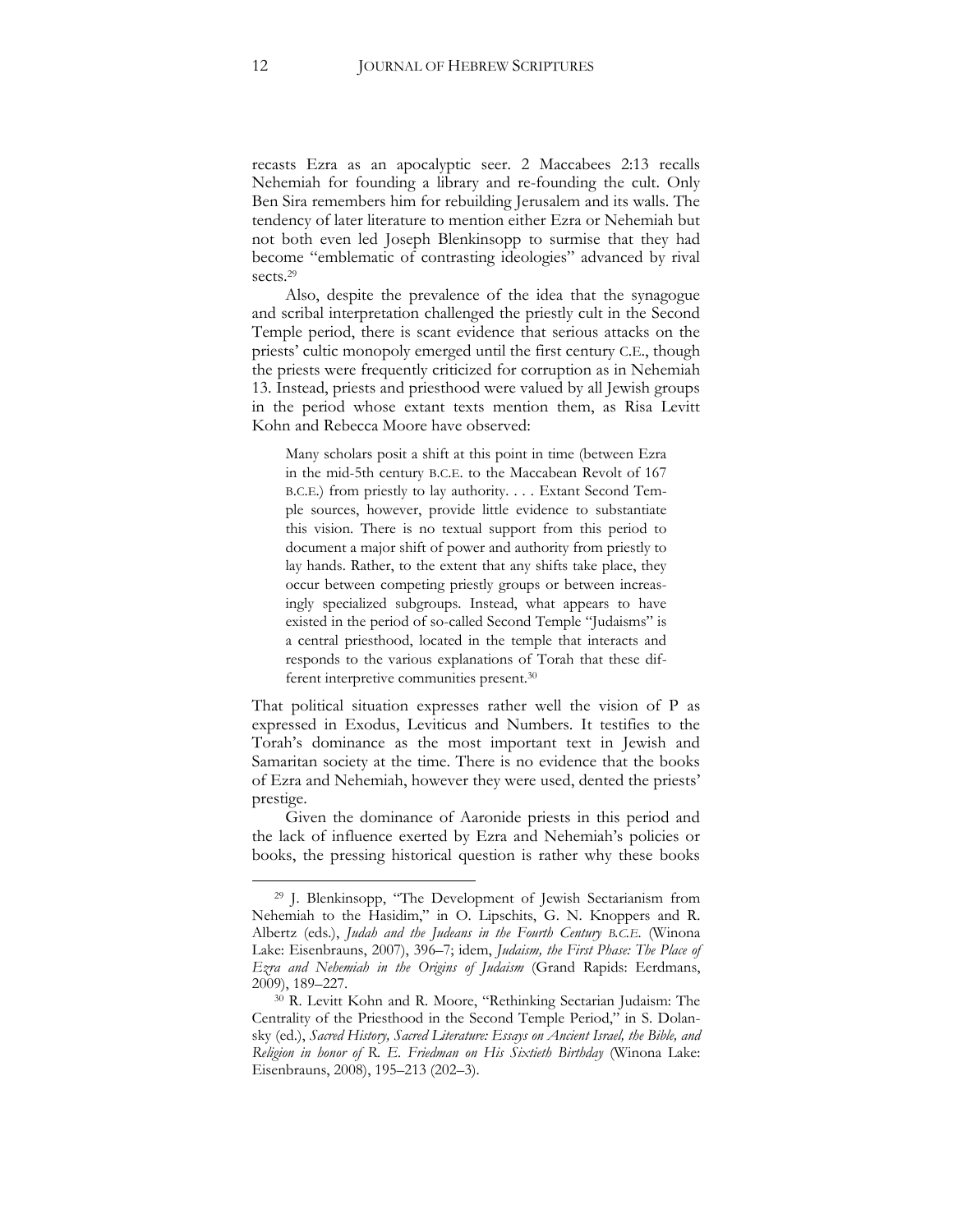recasts Ezra as an apocalyptic seer. 2 Maccabees 2:13 recalls Nehemiah for founding a library and re-founding the cult. Only Ben Sira remembers him for rebuilding Jerusalem and its walls. The tendency of later literature to mention either Ezra or Nehemiah but not both even led Joseph Blenkinsopp to surmise that they had become "emblematic of contrasting ideologies" advanced by rival sects.[29]

Also, despite the prevalence of the idea that the synagogue and scribal interpretation challenged the priestly cult in the Second Temple period, there is scant evidence that serious attacks on the priests' cultic monopoly emerged until the first century C.E., though the priests were frequently criticized for corruption as in Nehemiah 13. Instead, priests and priesthood were valued by all Jewish groups in the period whose extant texts mention them, as Risa Levitt Kohn and Rebecca Moore have observed:

> Many scholars posit a shift at this point in time (between Ezra in the mid-5th century B.C.E. to the Maccabean Revolt of 167 B.C.E.) from priestly to lay authority. . . . Extant Second Temple sources, however, provide little evidence to substantiate this vision. There is no textual support from this period to document a major shift of power and authority from priestly to lay hands. Rather, to the extent that any shifts take place, they occur between competing priestly groups or between increasingly specialized subgroups. Instead, what appears to have existed in the period of so-called Second Temple "Judaisms" is a central priesthood, located in the temple that interacts and responds to the various explanations of Torah that these different interpretive communities present.[30]

That political situation expresses rather well the vision of P as expressed in Exodus, Leviticus and Numbers. It testifies to the Torah's dominance as the most important text in Jewish and Samaritan society at the time. There is no evidence that the books of Ezra and Nehemiah, however they were used, dented the priests' prestige.

Given the dominance of Aaronide priests in this period and the lack of influence exerted by Ezra and Nehemiah's policies or books, the pressing historical question is rather why these books

---

[29] J. Blenkinsopp, "The Development of Jewish Sectarianism from Nehemiah to the Hasidim," in O. Lipschits, G. N. Knoppers and R. Albertz (eds.), *Judah and the Judeans in the Fourth Century B.C.E.* (Winona Lake: Eisenbrauns, 2007), 396–7; idem, *Judaism, the First Phase: The Place of Ezra and Nehemiah in the Origins of Judaism* (Grand Rapids: Eerdmans, 2009), 189–227.

[30] R. Levitt Kohn and R. Moore, "Rethinking Sectarian Judaism: The Centrality of the Priesthood in the Second Temple Period," in S. Dolansky (ed.), *Sacred History, Sacred Literature: Essays on Ancient Israel, the Bible, and Religion in honor of R. E. Friedman on His Sixtieth Birthday* (Winona Lake: Eisenbrauns, 2008), 195–213 (202–3).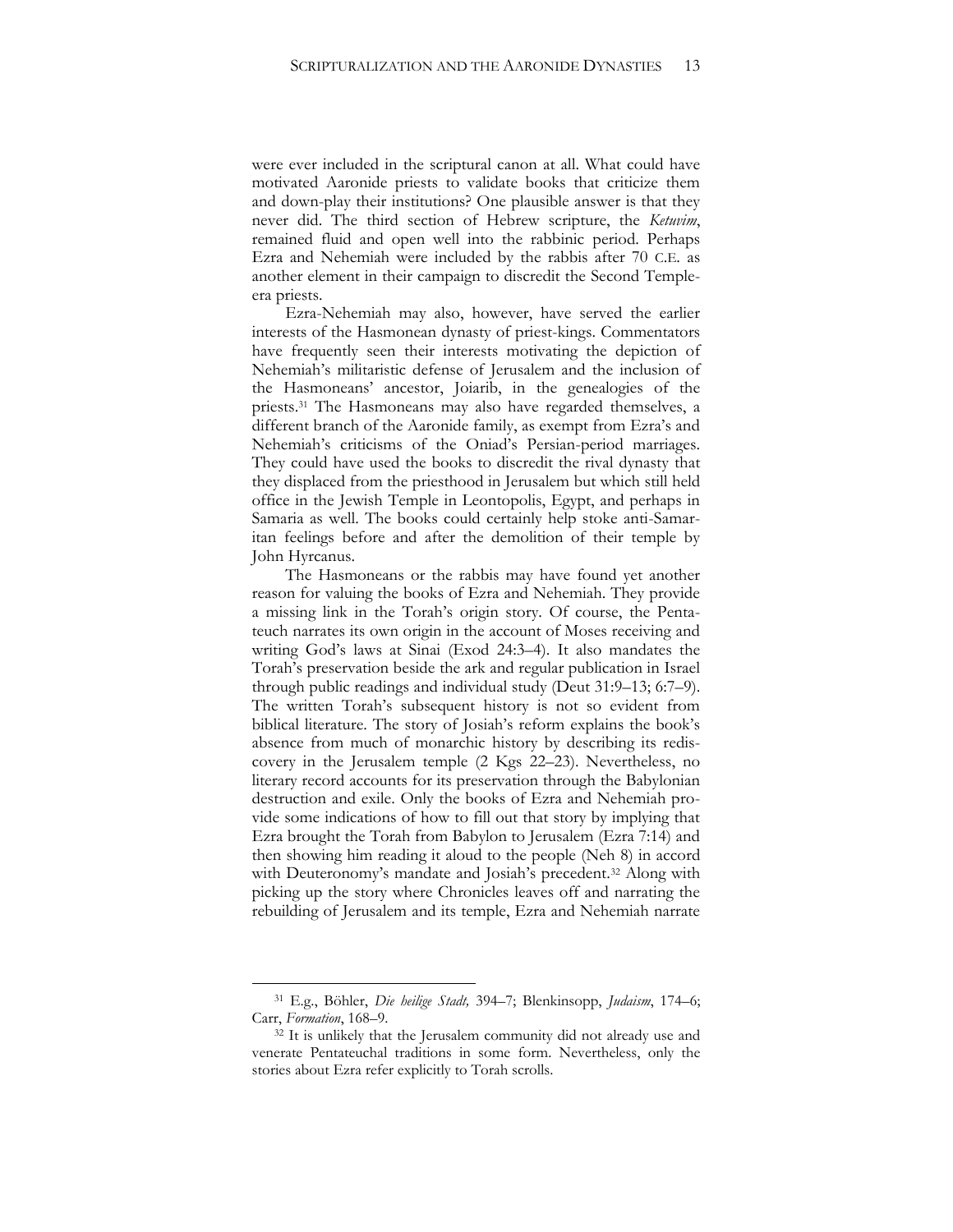were ever included in the scriptural canon at all. What could have motivated Aaronide priests to validate books that criticize them and down-play their institutions? One plausible answer is that they never did. The third section of Hebrew scripture, the *Ketuvim*, remained fluid and open well into the rabbinic period. Perhaps Ezra and Nehemiah were included by the rabbis after 70 C.E. as another element in their campaign to discredit the Second Temple-era priests.

Ezra-Nehemiah may also, however, have served the earlier interests of the Hasmonean dynasty of priest-kings. Commentators have frequently seen their interests motivating the depiction of Nehemiah's militaristic defense of Jerusalem and the inclusion of the Hasmoneans' ancestor, Joiarib, in the genealogies of the priests.[31] The Hasmoneans may also have regarded themselves, a different branch of the Aaronide family, as exempt from Ezra's and Nehemiah's criticisms of the Oniad's Persian-period marriages. They could have used the books to discredit the rival dynasty that they displaced from the priesthood in Jerusalem but which still held office in the Jewish Temple in Leontopolis, Egypt, and perhaps in Samaria as well. The books could certainly help stoke anti-Samaritan feelings before and after the demolition of their temple by John Hyrcanus.

The Hasmoneans or the rabbis may have found yet another reason for valuing the books of Ezra and Nehemiah. They provide a missing link in the Torah's origin story. Of course, the Pentateuch narrates its own origin in the account of Moses receiving and writing God's laws at Sinai (Exod 24:3–4). It also mandates the Torah's preservation beside the ark and regular publication in Israel through public readings and individual study (Deut 31:9–13; 6:7–9). The written Torah's subsequent history is not so evident from biblical literature. The story of Josiah's reform explains the book's absence from much of monarchic history by describing its rediscovery in the Jerusalem temple (2 Kgs 22–23). Nevertheless, no literary record accounts for its preservation through the Babylonian destruction and exile. Only the books of Ezra and Nehemiah provide some indications of how to fill out that story by implying that Ezra brought the Torah from Babylon to Jerusalem (Ezra 7:14) and then showing him reading it aloud to the people (Neh 8) in accord with Deuteronomy's mandate and Josiah's precedent.[32] Along with picking up the story where Chronicles leaves off and narrating the rebuilding of Jerusalem and its temple, Ezra and Nehemiah narrate

---

[31] E.g., Böhler, *Die heilige Stadt,* 394–7; Blenkinsopp, *Judaism*, 174–6; Carr, *Formation*, 168–9.

[32] It is unlikely that the Jerusalem community did not already use and venerate Pentateuchal traditions in some form. Nevertheless, only the stories about Ezra refer explicitly to Torah scrolls.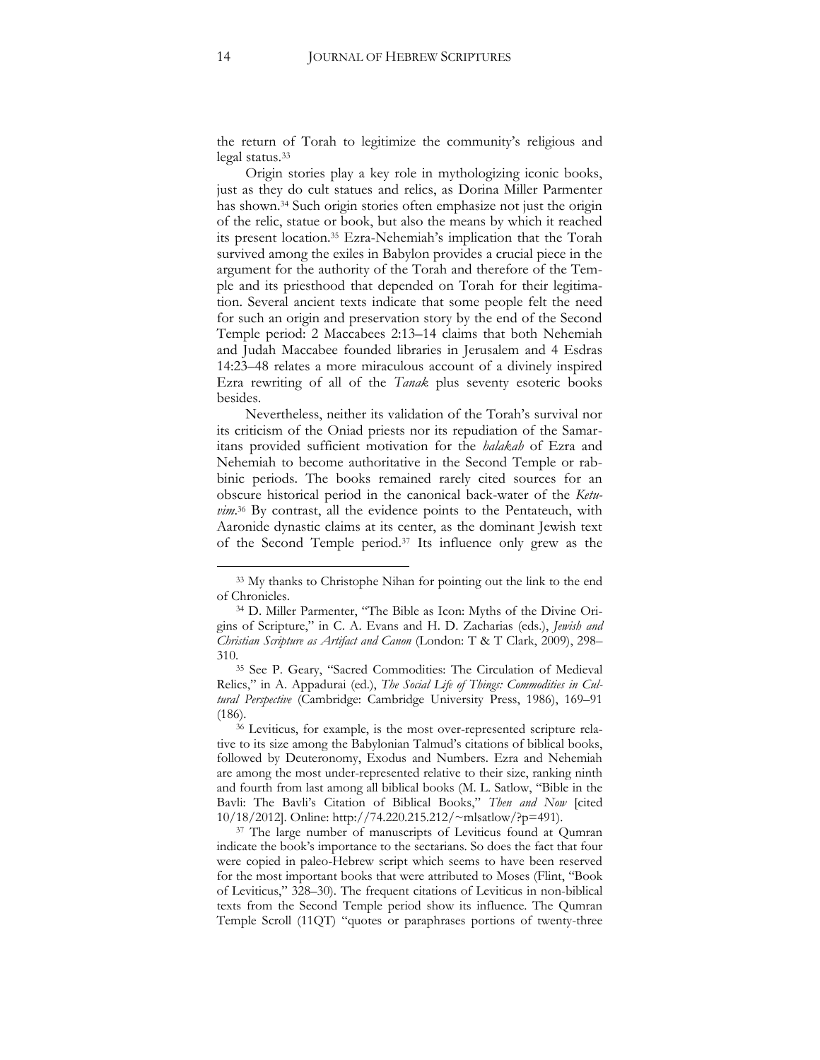the return of Torah to legitimize the community's religious and legal status.[33]

Origin stories play a key role in mythologizing iconic books, just as they do cult statues and relics, as Dorina Miller Parmenter has shown.[34] Such origin stories often emphasize not just the origin of the relic, statue or book, but also the means by which it reached its present location.[35] Ezra-Nehemiah's implication that the Torah survived among the exiles in Babylon provides a crucial piece in the argument for the authority of the Torah and therefore of the Temple and its priesthood that depended on Torah for their legitimation. Several ancient texts indicate that some people felt the need for such an origin and preservation story by the end of the Second Temple period: 2 Maccabees 2:13–14 claims that both Nehemiah and Judah Maccabee founded libraries in Jerusalem and 4 Esdras 14:23–48 relates a more miraculous account of a divinely inspired Ezra rewriting of all of the *Tanak* plus seventy esoteric books besides.

Nevertheless, neither its validation of the Torah's survival nor its criticism of the Oniad priests nor its repudiation of the Samaritans provided sufficient motivation for the *halakah* of Ezra and Nehemiah to become authoritative in the Second Temple or rabbinic periods. The books remained rarely cited sources for an obscure historical period in the canonical back-water of the *Ketuvim*.[36] By contrast, all the evidence points to the Pentateuch, with Aaronide dynastic claims at its center, as the dominant Jewish text of the Second Temple period.[37] Its influence only grew as the

---

[33] My thanks to Christophe Nihan for pointing out the link to the end of Chronicles.

[34] D. Miller Parmenter, "The Bible as Icon: Myths of the Divine Origins of Scripture," in C. A. Evans and H. D. Zacharias (eds.), *Jewish and Christian Scripture as Artifact and Canon* (London: T & T Clark, 2009), 298–310.

[35] See P. Geary, "Sacred Commodities: The Circulation of Medieval Relics," in A. Appadurai (ed.), *The Social Life of Things: Commodities in Cultural Perspective* (Cambridge: Cambridge University Press, 1986), 169–91 (186).

[36] Leviticus, for example, is the most over-represented scripture relative to its size among the Babylonian Talmud's citations of biblical books, followed by Deuteronomy, Exodus and Numbers. Ezra and Nehemiah are among the most under-represented relative to their size, ranking ninth and fourth from last among all biblical books (M. L. Satlow, "Bible in the Bavli: The Bavli's Citation of Biblical Books," *Then and Now* [cited 10/18/2012]. Online: http://74.220.215.212/~mlsatlow/?p=491).

[37] The large number of manuscripts of Leviticus found at Qumran indicate the book's importance to the sectarians. So does the fact that four were copied in paleo-Hebrew script which seems to have been reserved for the most important books that were attributed to Moses (Flint, "Book of Leviticus," 328–30). The frequent citations of Leviticus in non-biblical texts from the Second Temple period show its influence. The Qumran Temple Scroll (11QT) "quotes or paraphrases portions of twenty-three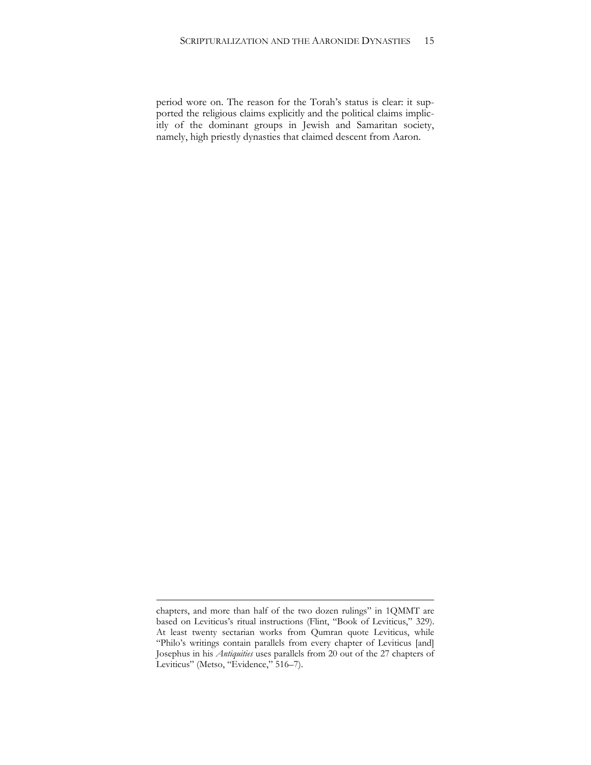period wore on. The reason for the Torah's status is clear: it supported the religious claims explicitly and the political claims implicitly of the dominant groups in Jewish and Samaritan society, namely, high priestly dynasties that claimed descent from Aaron.

---

chapters, and more than half of the two dozen rulings" in 1QMMT are based on Leviticus's ritual instructions (Flint, "Book of Leviticus," 329). At least twenty sectarian works from Qumran quote Leviticus, while "Philo's writings contain parallels from every chapter of Leviticus [and] Josephus in his *Antiquities* uses parallels from 20 out of the 27 chapters of Leviticus" (Metso, "Evidence," 516–7).